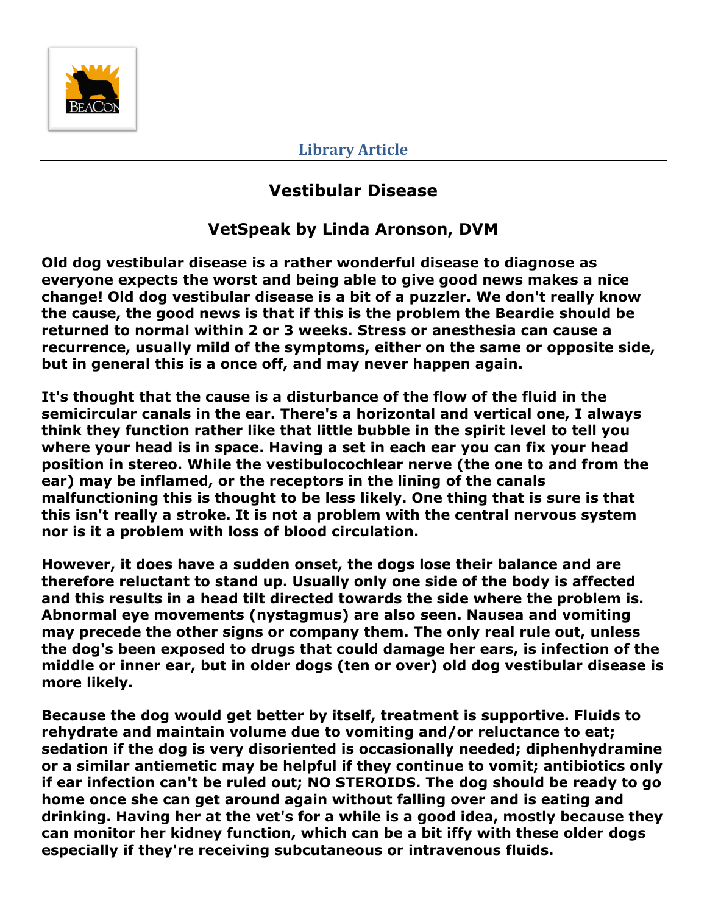Library Article

# Vestibular Disease

## VetSpeak by Linda Aronson, DVM

**Old dog vestibular disease is a rather wonderful disease to diagnose as everyone expects the worst and being able to give good news makes a nice change! Old dog vestibular disease is a bit of a puzzler. We don't really know the cause, the good news is that if this is the problem the Beardie should be returned to normal within 2 or 3 weeks. Stress or anesthesia can cause a recurrence, usually mild of the symptoms, either on the same or opposite side, but in general this is a once off, and may never happen again.**

**It's thought that the cause is a disturbance of the flow of the fluid in the semicircular canals in the ear. There's a horizontal and vertical one, I always think they function rather like that little bubble in the spirit level to tell you where your head is in space. Having a set in each ear you can fix your head position in stereo. While the vestibulocochlear nerve (the one to and from the ear) may be inflamed, or the receptors in the lining of the canals malfunctioning this is thought to be less likely. One thing that is sure is that this isn't really a stroke. It is not a problem with the central nervous system nor is it a problem with loss of blood circulation.**

**However, it does have a sudden onset, the dogs lose their balance and are therefore reluctant to stand up. Usually only one side of the body is affected and this results in a head tilt directed towards the side where the problem is. Abnormal eye movements (nystagmus) are also seen. Nausea and vomiting may precede the other signs or company them. The only real rule out, unless the dog's been exposed to drugs that could damage her ears, is infection of the middle or inner ear, but in older dogs (ten or over) old dog vestibular disease is more likely.**

**Because the dog would get better by itself, treatment is supportive. Fluids to rehydrate and maintain volume due to vomiting and/or reluctance to eat; sedation if the dog is very disoriented is occasionally needed; diphenhydramine or a similar antiemetic may be helpful if they continue to vomit; antibiotics only if ear infection can't be ruled out; NO STEROIDS. The dog should be ready to go home once she can get around again without falling over and is eating and drinking. Having her at the vet's for a while is a good idea, mostly because they can monitor her kidney function, which can be a bit iffy with these older dogs especially if they're receiving subcutaneous or intravenous fluids.**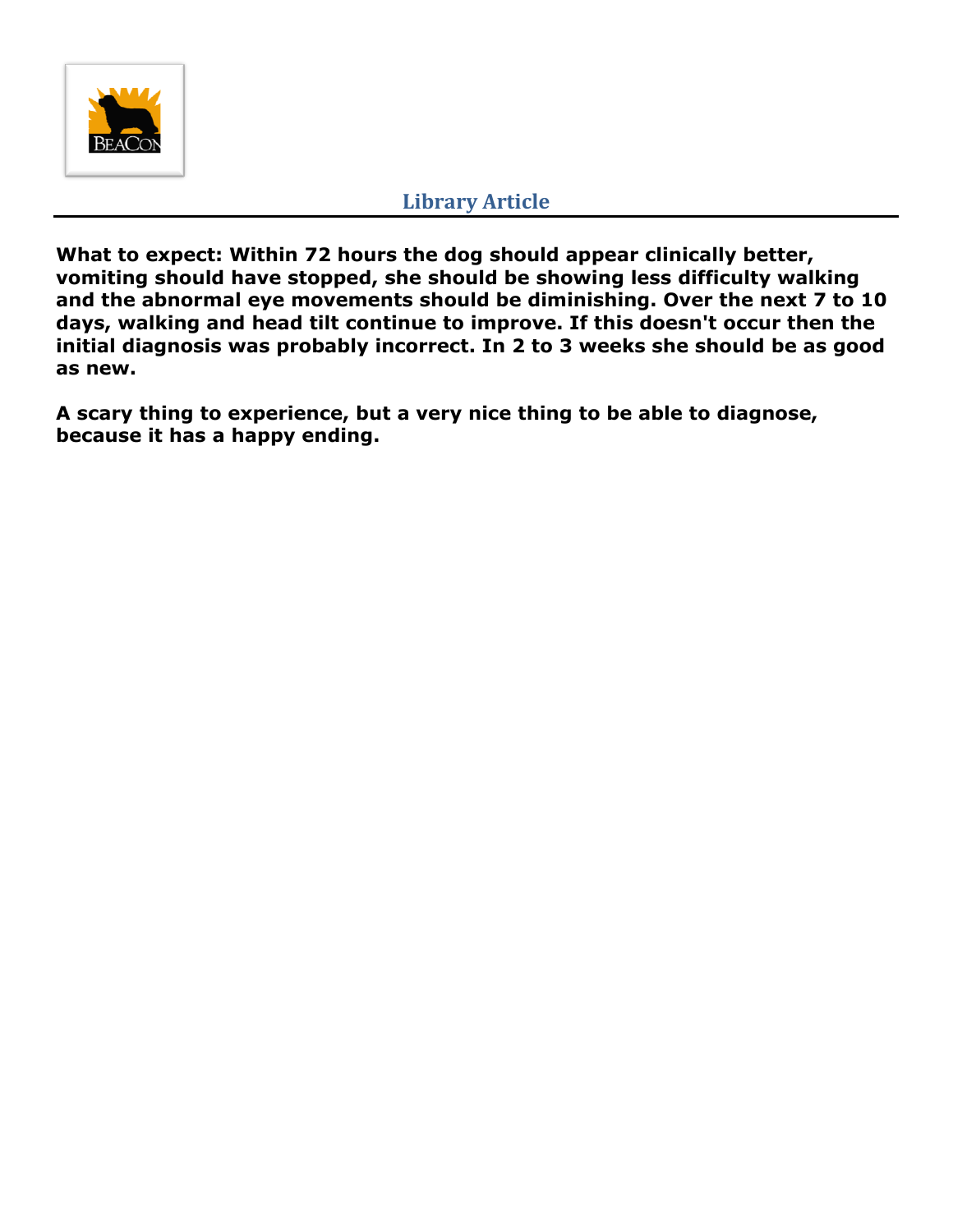**What to expect: Within 72 hours the dog should appear clinically better, vomiting should have stopped, she should be showing less difficulty walking and the abnormal eye movements should be diminishing. Over the next 7 to 10 days, walking and head tilt continue to improve. If this doesn't occur then the initial diagnosis was probably incorrect. In 2 to 3 weeks she should be as good as new.**

**A scary thing to experience, but a very nice thing to be able to diagnose, because it has a happy ending.**